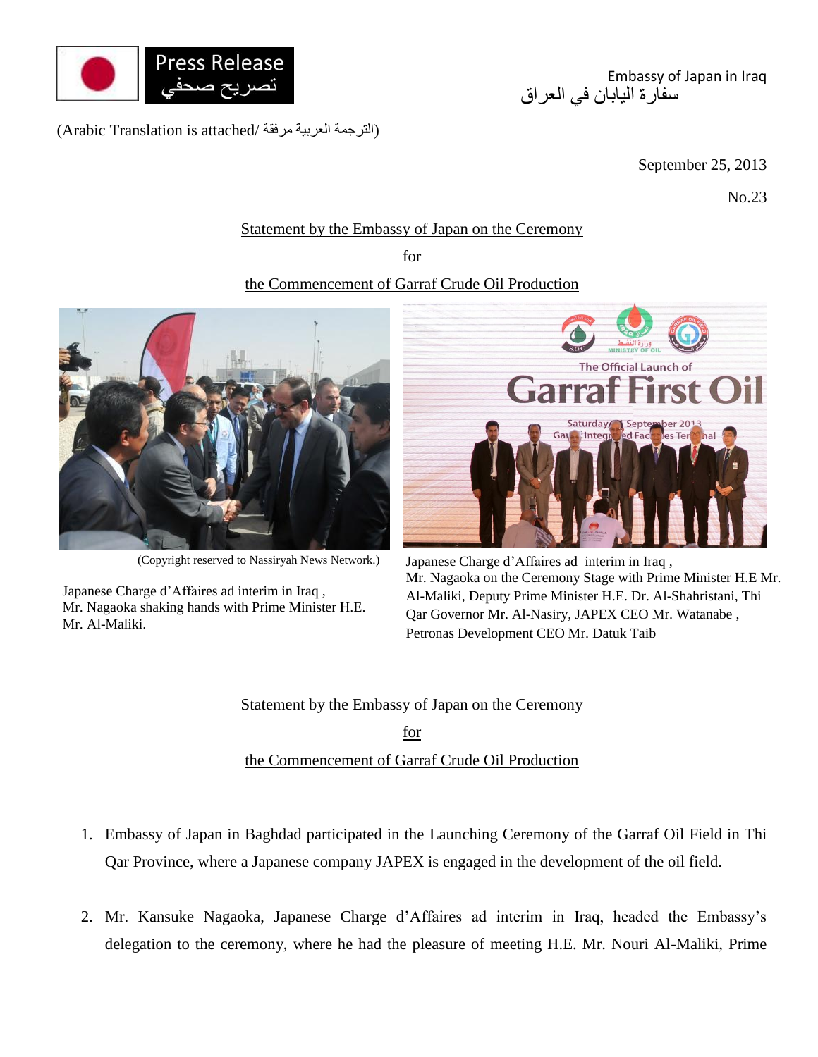Press Release
تصريح صحفي

Embassy of Japan in Iraq
سفارة اليابان في العراق

(Arabic Translation is attached/ الترجمة العربية مرفقة)

September 25, 2013

No.23

## Statement by the Embassy of Japan on the Ceremony for the Commencement of Garraf Crude Oil Production

(Copyright reserved to Nassiryah News Network.)

Japanese Charge d'Affaires ad interim in Iraq, Mr. Nagaoka shaking hands with Prime Minister H.E. Mr. Al-Maliki.

Japanese Charge d'Affaires ad interim in Iraq, Mr. Nagaoka on the Ceremony Stage with Prime Minister H.E Mr. Al-Maliki, Deputy Prime Minister H.E. Dr. Al-Shahristani, Thi Qar Governor Mr. Al-Nasiry, JAPEX CEO Mr. Watanabe, Petronas Development CEO Mr. Datuk Taib

## Statement by the Embassy of Japan on the Ceremony for the Commencement of Garraf Crude Oil Production

1. Embassy of Japan in Baghdad participated in the Launching Ceremony of the Garraf Oil Field in Thi Qar Province, where a Japanese company JAPEX is engaged in the development of the oil field.

2. Mr. Kansuke Nagaoka, Japanese Charge d'Affaires ad interim in Iraq, headed the Embassy's delegation to the ceremony, where he had the pleasure of meeting H.E. Mr. Nouri Al-Maliki, Prime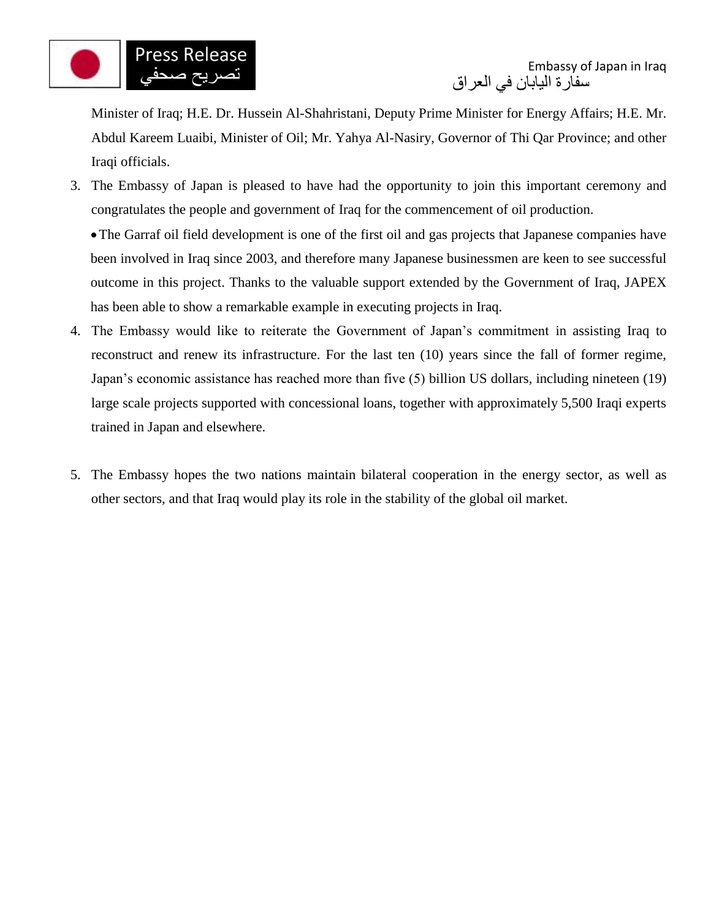Minister of Iraq; H.E. Dr. Hussein Al-Shahristani, Deputy Prime Minister for Energy Affairs; H.E. Mr. Abdul Kareem Luaibi, Minister of Oil; Mr. Yahya Al-Nasiry, Governor of Thi Qar Province; and other Iraqi officials.

3. The Embassy of Japan is pleased to have had the opportunity to join this important ceremony and congratulates the people and government of Iraq for the commencement of oil production.

   - The Garraf oil field development is one of the first oil and gas projects that Japanese companies have been involved in Iraq since 2003, and therefore many Japanese businessmen are keen to see successful outcome in this project. Thanks to the valuable support extended by the Government of Iraq, JAPEX has been able to show a remarkable example in executing projects in Iraq.

4. The Embassy would like to reiterate the Government of Japan's commitment in assisting Iraq to reconstruct and renew its infrastructure. For the last ten (10) years since the fall of former regime, Japan's economic assistance has reached more than five (5) billion US dollars, including nineteen (19) large scale projects supported with concessional loans, together with approximately 5,500 Iraqi experts trained in Japan and elsewhere.

5. The Embassy hopes the two nations maintain bilateral cooperation in the energy sector, as well as other sectors, and that Iraq would play its role in the stability of the global oil market.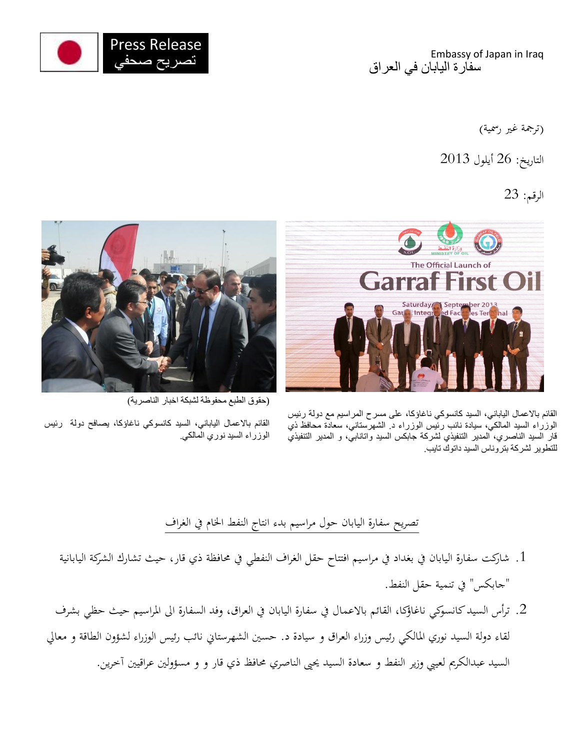Press Release
تصريح صحفي

Embassy of Japan in Iraq
سفارة اليابان في العراق

(ترجمة غير رسمية)

التاريخ: 26 أيلول 2013

الرقم: 23

القائم بالاعمال الياباني، السيد كانسوكي ناغاؤكا، على مسرح المراسيم مع دولة رئيس الوزراء السيد المالكي، سيادة نائب رئيس الوزراء د. الشهرستاني، سعادة محافظ ذي قار السيد الناصري، المدير التنفيذي لشركة جابكس السيد واتانابي، و المدير التنفيذي للتطوير لشركة بتروناس السيد داتوك تايب.

(حقوق الطبع محفوظة لشبكة اخبار الناصرية)

القائم بالاعمال الياباني، السيد كانسوكي ناغاؤكا، يصافح دولة رئيس الوزراء السيد نوري المالكي.

## تصريح سفارة اليابان حول مراسيم بدء انتاج النفط الخام في الغراف

1. شاركت سفارة اليابان في بغداد في مراسيم افتتاح حقل الغراف النفطي في محافظة ذي قار، حيث تشارك الشركة اليابانية "جابكس" في تنمية حقل النفط.
2. ترأس السيد كانسوكي ناغاؤكا، القائم بالاعمال في سفارة اليابان في العراق، وفد السفارة الى المراسيم حيث حظي بشرف لقاء دولة السيد نوري المالكي رئيس وزراء العراق و سيادة د. حسين الشهرستاني نائب رئيس الوزراء لشؤون الطاقة و معالي السيد عبدالكريم لعيبي وزير النفط و سعادة السيد يحيى الناصري محافظ ذي قار و و مسؤولين عراقيين آخرين.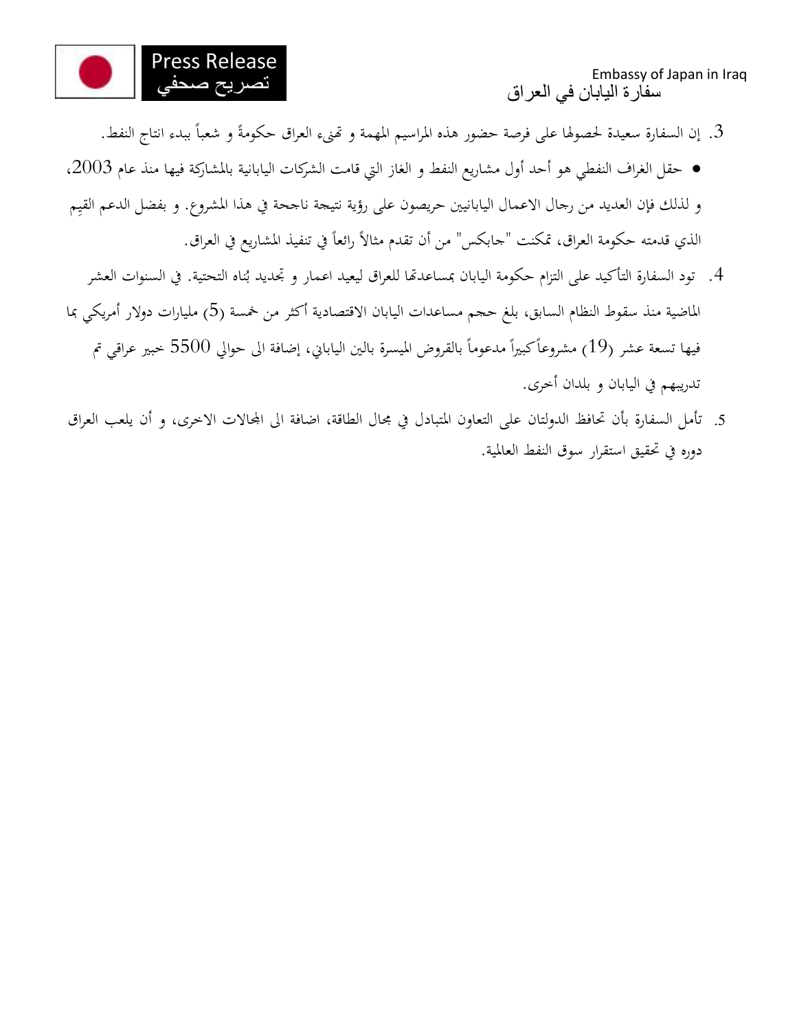3. إن السفارة سعيدة لحصولها على فرصة حضور هذه المراسيم المهمة و تهنيء العراق حكومةً و شعباً ببدء انتاج النفط.

- حقل الغراف النفطي هو أحد أول مشاريع النفط و الغاز التي قامت الشركات اليابانية بالمشاركة فيها منذ عام 2003، و لذلك فإن العديد من رجال الاعمال اليابانيين حريصون على رؤية نتيجة ناجحة في هذا المشروع. و بفضل الدعم القيِم الذي قدمته حكومة العراق، تمكنت "جابكس" من أن تقدم مثالاً رائعاً في تنفيذ المشاريع في العراق.

4. تود السفارة التأكيد على التزام حكومة اليابان بمساعدتها للعراق ليعيد اعمار و تجديد بُناه التحتية. في السنوات العشر الماضية منذ سقوط النظام السابق، بلغ حجم مساعدات اليابان الاقتصادية أكثر من خمسة (5) مليارات دولار أمريكي بما فيها تسعة عشر (19) مشروعاً كبيراً مدعوماً بالقروض الميسرة بالين الياباني، إضافة الى حوالي 5500 خبير عراقي تم تدريبهم في اليابان و بلدان أخرى.

5. تأمل السفارة بأن تحافظ الدولتان على التعاون المتبادل في مجال الطاقة، اضافة الى المجالات الاخرى، و أن يلعب العراق دوره في تحقيق استقرار سوق النفط العالمية.